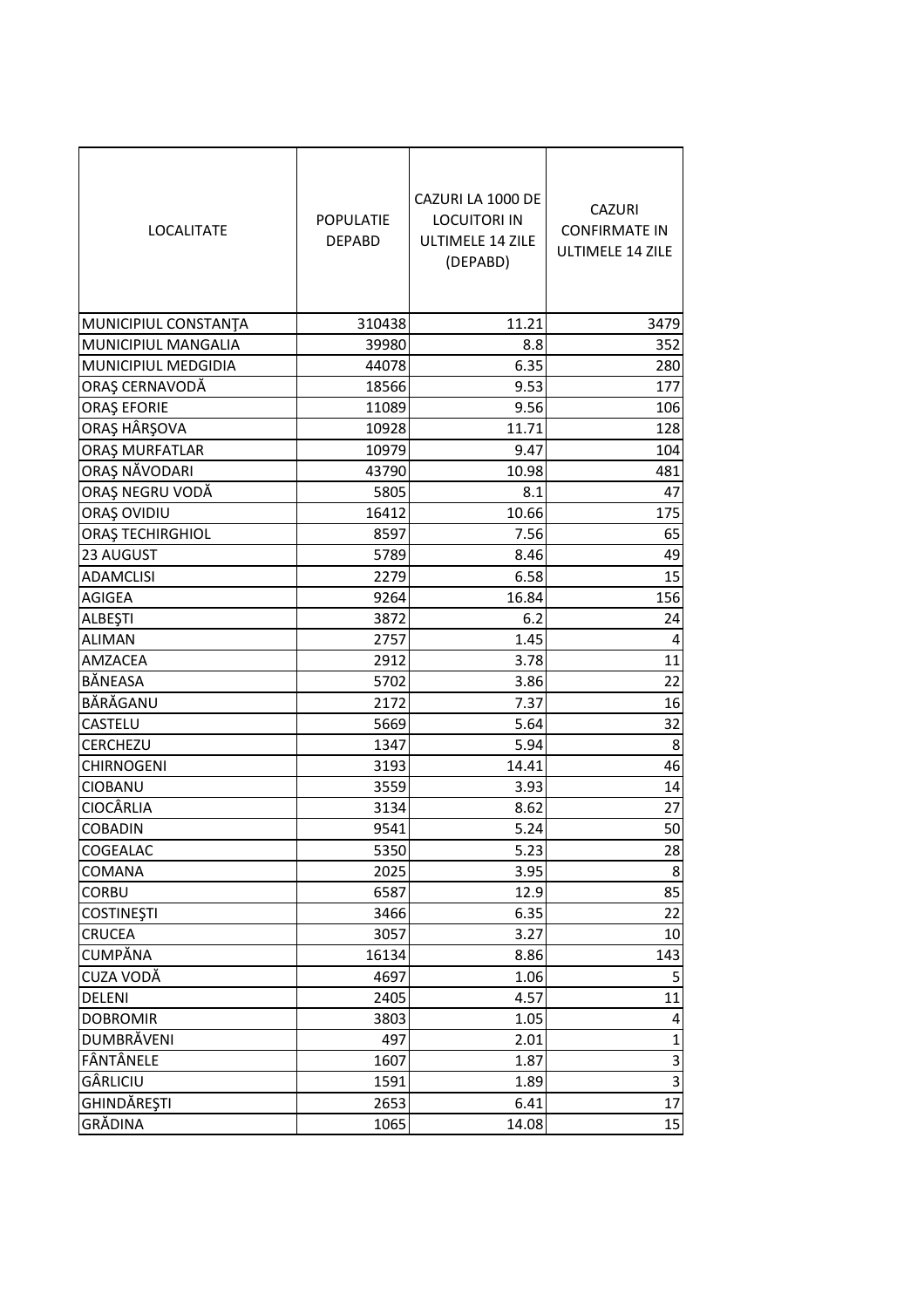| LOCALITATE | POPULATIE DEPABD | CAZURI LA 1000 DE LOCUITORI IN ULTIMELE 14 ZILE (DEPABD) | CAZURI CONFIRMATE IN ULTIMELE 14 ZILE |
|---|---|---|---|
| MUNICIPIUL CONSTANŢA | 310438 | 11.21 | 3479 |
| MUNICIPIUL MANGALIA | 39980 | 8.8 | 352 |
| MUNICIPIUL MEDGIDIA | 44078 | 6.35 | 280 |
| ORAŞ CERNAVODĂ | 18566 | 9.53 | 177 |
| ORAŞ EFORIE | 11089 | 9.56 | 106 |
| ORAŞ HÂRŞOVA | 10928 | 11.71 | 128 |
| ORAŞ MURFATLAR | 10979 | 9.47 | 104 |
| ORAŞ NĂVODARI | 43790 | 10.98 | 481 |
| ORAŞ NEGRU VODĂ | 5805 | 8.1 | 47 |
| ORAŞ OVIDIU | 16412 | 10.66 | 175 |
| ORAŞ TECHIRGHIOL | 8597 | 7.56 | 65 |
| 23 AUGUST | 5789 | 8.46 | 49 |
| ADAMCLISI | 2279 | 6.58 | 15 |
| AGIGEA | 9264 | 16.84 | 156 |
| ALBEŞTI | 3872 | 6.2 | 24 |
| ALIMAN | 2757 | 1.45 | 4 |
| AMZACEA | 2912 | 3.78 | 11 |
| BĂNEASA | 5702 | 3.86 | 22 |
| BĂRĂGANU | 2172 | 7.37 | 16 |
| CASTELU | 5669 | 5.64 | 32 |
| CERCHEZU | 1347 | 5.94 | 8 |
| CHIRNOGENI | 3193 | 14.41 | 46 |
| CIOBANU | 3559 | 3.93 | 14 |
| CIOCÂRLIA | 3134 | 8.62 | 27 |
| COBADIN | 9541 | 5.24 | 50 |
| COGEALAC | 5350 | 5.23 | 28 |
| COMANA | 2025 | 3.95 | 8 |
| CORBU | 6587 | 12.9 | 85 |
| COSTINEŞTI | 3466 | 6.35 | 22 |
| CRUCEA | 3057 | 3.27 | 10 |
| CUMPĂNA | 16134 | 8.86 | 143 |
| CUZA VODĂ | 4697 | 1.06 | 5 |
| DELENI | 2405 | 4.57 | 11 |
| DOBROMIR | 3803 | 1.05 | 4 |
| DUMBRĂVENI | 497 | 2.01 | 1 |
| FÂNTÂNELE | 1607 | 1.87 | 3 |
| GÂRLICIU | 1591 | 1.89 | 3 |
| GHINDĂREŞTI | 2653 | 6.41 | 17 |
| GRĂDINA | 1065 | 14.08 | 15 |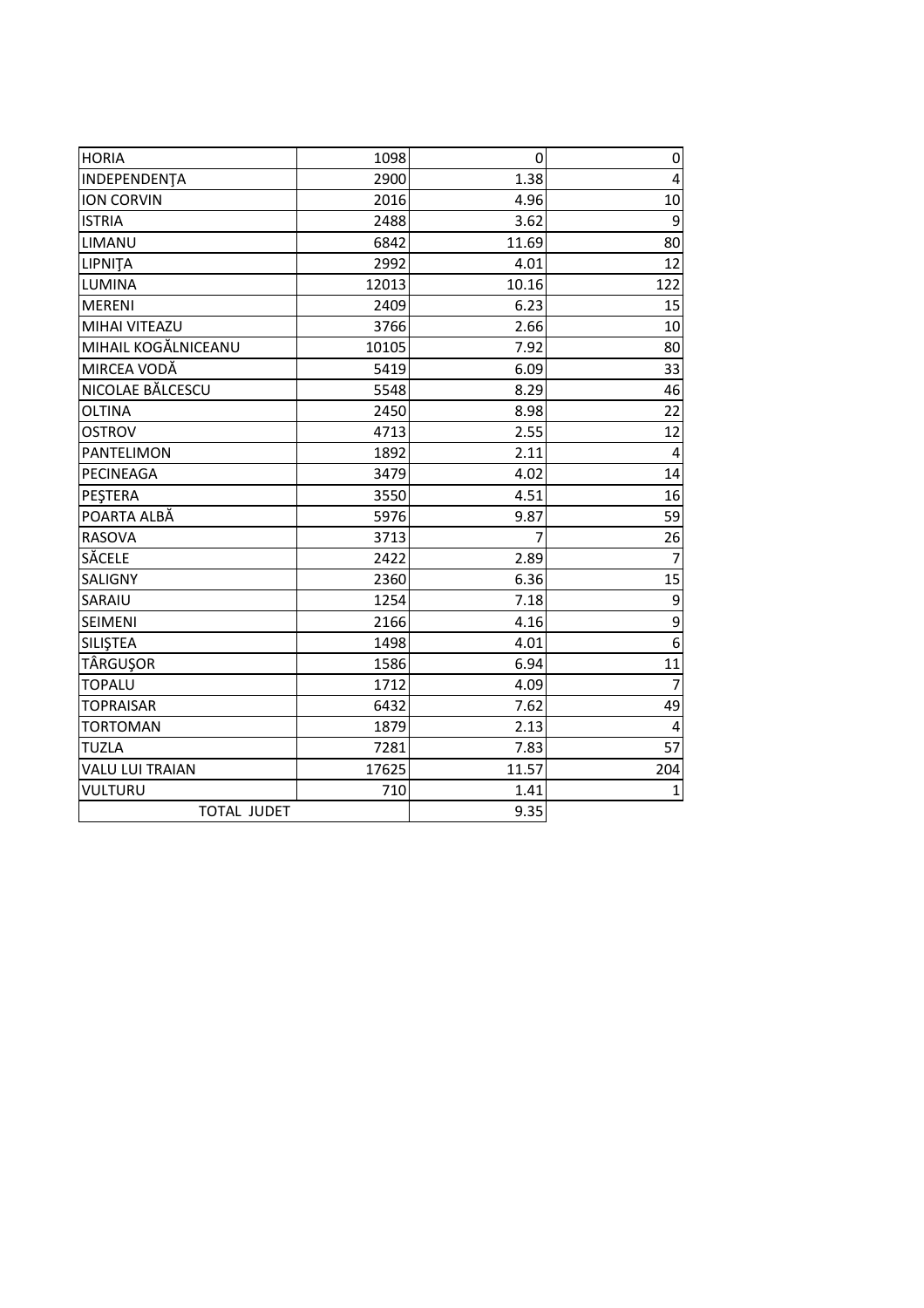| | | | |
|---|---|---|---|
| HORIA | 1098 | 0 | 0 |
| INDEPENDENŢA | 2900 | 1.38 | 4 |
| ION CORVIN | 2016 | 4.96 | 10 |
| ISTRIA | 2488 | 3.62 | 9 |
| LIMANU | 6842 | 11.69 | 80 |
| LIPNIŢA | 2992 | 4.01 | 12 |
| LUMINA | 12013 | 10.16 | 122 |
| MERENI | 2409 | 6.23 | 15 |
| MIHAI VITEAZU | 3766 | 2.66 | 10 |
| MIHAIL KOGĂLNICEANU | 10105 | 7.92 | 80 |
| MIRCEA VODĂ | 5419 | 6.09 | 33 |
| NICOLAE BĂLCESCU | 5548 | 8.29 | 46 |
| OLTINA | 2450 | 8.98 | 22 |
| OSTROV | 4713 | 2.55 | 12 |
| PANTELIMON | 1892 | 2.11 | 4 |
| PECINEAGA | 3479 | 4.02 | 14 |
| PEŞTERA | 3550 | 4.51 | 16 |
| POARTA ALBĂ | 5976 | 9.87 | 59 |
| RASOVA | 3713 | 7 | 26 |
| SĂCELE | 2422 | 2.89 | 7 |
| SALIGNY | 2360 | 6.36 | 15 |
| SARAIU | 1254 | 7.18 | 9 |
| SEIMENI | 2166 | 4.16 | 9 |
| SILIŞTEA | 1498 | 4.01 | 6 |
| TÂRGUŞOR | 1586 | 6.94 | 11 |
| TOPALU | 1712 | 4.09 | 7 |
| TOPRAISAR | 6432 | 7.62 | 49 |
| TORTOMAN | 1879 | 2.13 | 4 |
| TUZLA | 7281 | 7.83 | 57 |
| VALU LUI TRAIAN | 17625 | 11.57 | 204 |
| VULTURU | 710 | 1.41 | 1 |
| TOTAL JUDET | | 9.35 | |